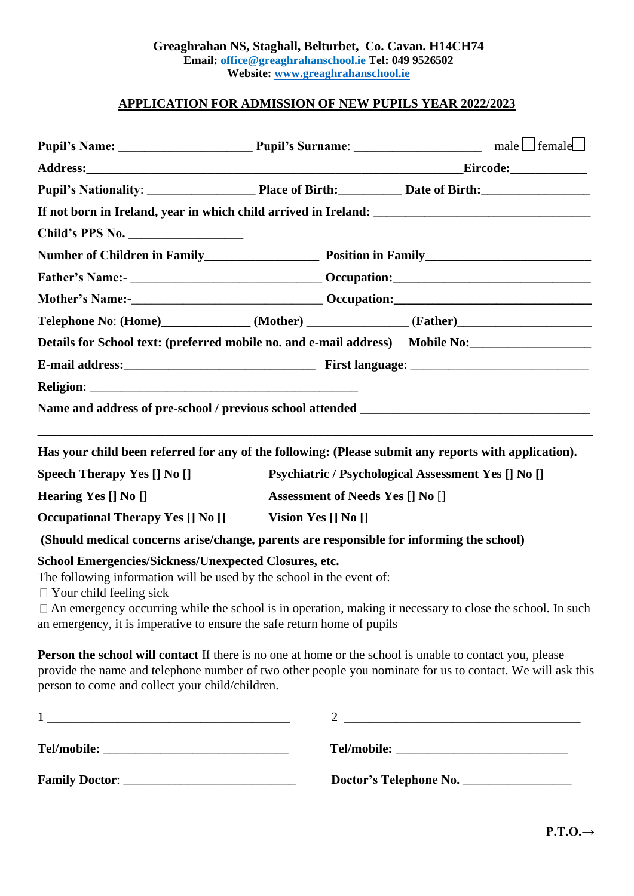**Greaghrahan NS, Staghall, Belturbet, Co. Cavan. H14CH74**
**Email: office@greaghrahanschool.ie Tel: 049 9526502**
**Website: www.greaghrahanschool.ie**

# APPLICATION FOR ADMISSION OF NEW PUPILS YEAR 2022/2023

**Pupil's Name:** _____________________ **Pupil's Surname**: ___________________ male ☐ female ☐

**Address:**_____________________________________________________________**Eircode:**___________

**Pupil's Nationality**: ________________ **Place of Birth:**_________ **Date of Birth:**________________

**If not born in Ireland, year in which child arrived in Ireland:** __________________________________

**Child's PPS No.** _________________

**Number of Children in Family**_________________ **Position in Family**_________________________

**Father's Name:-** _____________________________ **Occupation:**______________________________

**Mother's Name:-**_____________________________ **Occupation:**______________________________

**Telephone No**: **(Home)**_____________ **(Mother)** ______________ (**Father)**___________________

**Details for School text: (preferred mobile no. and e-mail address)** **Mobile No:**__________________

**E-mail address:**_____________________________ **First language**: ____________________________

**Religion**: __________________________________________

**Name and address of pre-school / previous school attended** ___________________________________

______________________________________________________________________________________

**Has your child been referred for any of the following: (Please submit any reports with application).**

**Speech Therapy Yes [] No []** **Psychiatric / Psychological Assessment Yes [] No []**

**Hearing Yes [] No []** **Assessment of Needs Yes [] No** []

**Occupational Therapy Yes [] No []** **Vision Yes [] No []**

**(Should medical concerns arise/change, parents are responsible for informing the school)**

**School Emergencies/Sickness/Unexpected Closures, etc.**

The following information will be used by the school in the event of:

- ☐ Your child feeling sick
- ☐ An emergency occurring while the school is in operation, making it necessary to close the school. In such an emergency, it is imperative to ensure the safe return home of pupils

**Person the school will contact** If there is no one at home or the school is unable to contact you, please provide the name and telephone number of two other people you nominate for us to contact. We will ask this person to come and collect your child/children.

1 ____________________________________ 2 ____________________________________

**Tel/mobile:** ___________________________ **Tel/mobile:** __________________________

**Family Doctor**: __________________________ **Doctor's Telephone No.** ________________

**P.T.O.→**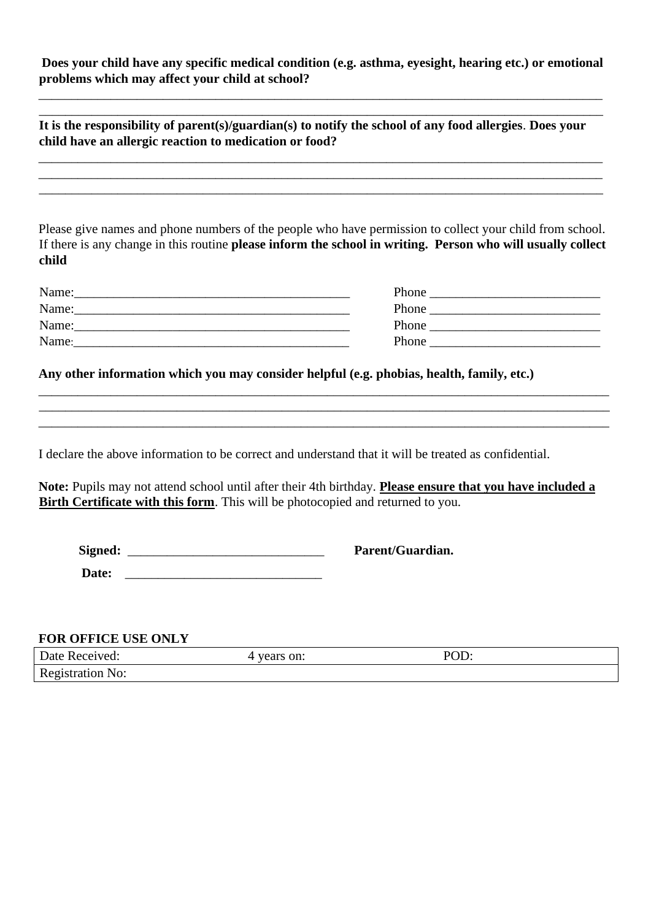**Does your child have any specific medical condition (e.g. asthma, eyesight, hearing etc.) or emotional problems which may affect your child at school?**

_______________________________________________________________________________________

_______________________________________________________________________________________

**It is the responsibility of parent(s)/guardian(s) to notify the school of any food allergies**. **Does your child have an allergic reaction to medication or food?**

_______________________________________________________________________________________

_______________________________________________________________________________________

_______________________________________________________________________________________

Please give names and phone numbers of the people who have permission to collect your child from school. If there is any change in this routine **please inform the school in writing. Person who will usually collect child**

Name:__________________________________________ Phone __________________________

Name:__________________________________________ Phone __________________________

Name:__________________________________________ Phone __________________________

Name:__________________________________________ Phone __________________________

**Any other information which you may consider helpful (e.g. phobias, health, family, etc.)**

_______________________________________________________________________________________

_______________________________________________________________________________________

_______________________________________________________________________________________

I declare the above information to be correct and understand that it will be treated as confidential.

**Note:** Pupils may not attend school until after their 4th birthday. **<u>Please ensure that you have included a Birth Certificate with this form</u>**. This will be photocopied and returned to you.

**Signed:** ______________________________ **Parent/Guardian.**

**Date:** ______________________________

**FOR OFFICE USE ONLY**

| | | |
|---|---|---|
| Date Received: | 4 years on: | POD: |
| Registration No: | | |